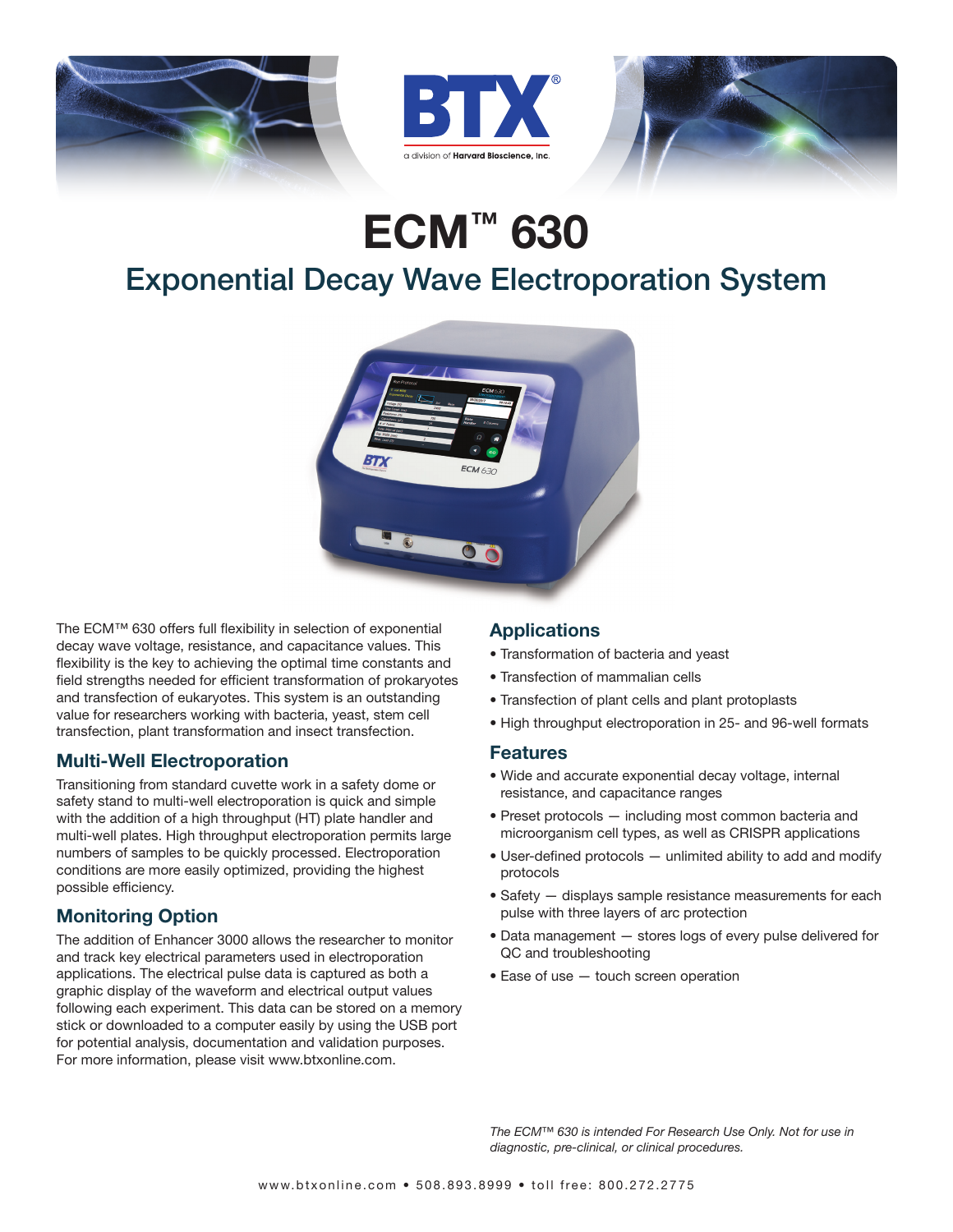# ECM™ 630

## Exponential Decay Wave Electroporation System

The ECM™ 630 offers full flexibility in selection of exponential decay wave voltage, resistance, and capacitance values. This flexibility is the key to achieving the optimal time constants and field strengths needed for efficient transformation of prokaryotes and transfection of eukaryotes. This system is an outstanding value for researchers working with bacteria, yeast, stem cell transfection, plant transformation and insect transfection.

### Multi-Well Electroporation

Transitioning from standard cuvette work in a safety dome or safety stand to multi-well electroporation is quick and simple with the addition of a high throughput (HT) plate handler and multi-well plates. High throughput electroporation permits large numbers of samples to be quickly processed. Electroporation conditions are more easily optimized, providing the highest possible efficiency.

### Monitoring Option

The addition of Enhancer 3000 allows the researcher to monitor and track key electrical parameters used in electroporation applications. The electrical pulse data is captured as both a graphic display of the waveform and electrical output values following each experiment. This data can be stored on a memory stick or downloaded to a computer easily by using the USB port for potential analysis, documentation and validation purposes. For more information, please visit www.btxonline.com.

### Applications

- Transformation of bacteria and yeast
- Transfection of mammalian cells
- Transfection of plant cells and plant protoplasts
- High throughput electroporation in 25- and 96-well formats

### Features

- Wide and accurate exponential decay voltage, internal resistance, and capacitance ranges
- Preset protocols — including most common bacteria and microorganism cell types, as well as CRISPR applications
- User-defined protocols — unlimited ability to add and modify protocols
- Safety — displays sample resistance measurements for each pulse with three layers of arc protection
- Data management — stores logs of every pulse delivered for QC and troubleshooting
- Ease of use — touch screen operation

*The ECM™ 630 is intended For Research Use Only. Not for use in diagnostic, pre-clinical, or clinical procedures.*

www.btxonline.com • 508.893.8999 • toll free: 800.272.2775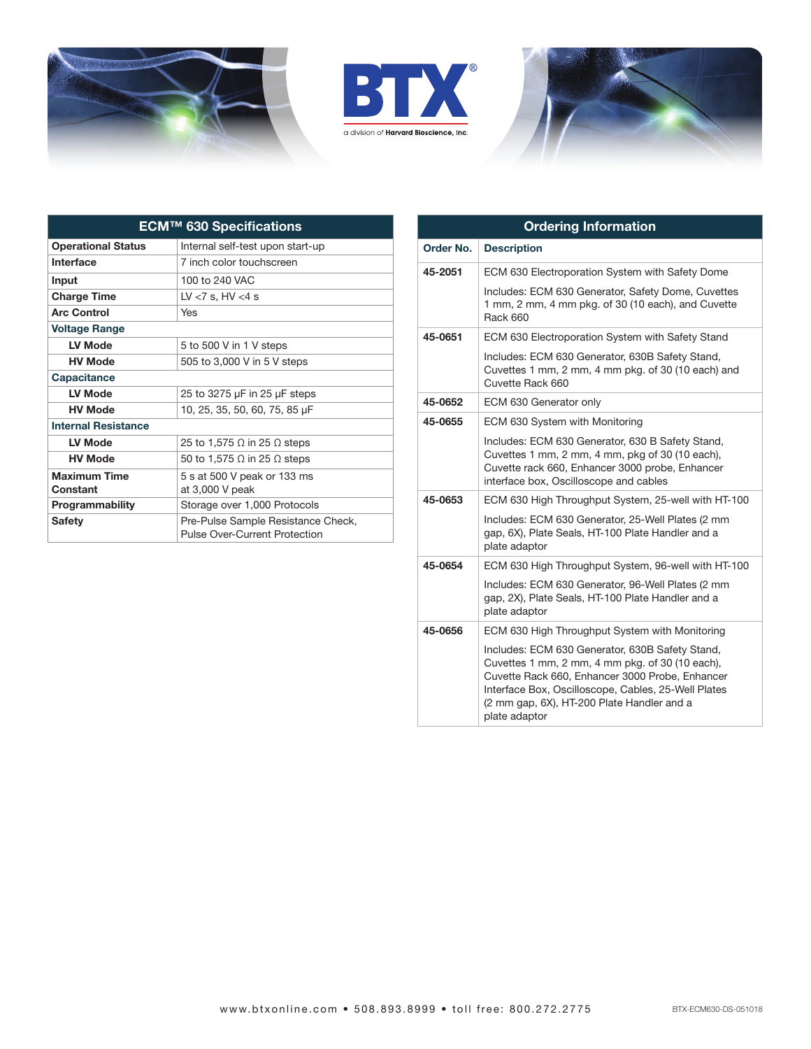BTX®

a division of Harvard Bioscience, Inc.

## ECM™ 630 Specifications

| | |
|---|---|
| **Operational Status** | Internal self-test upon start-up |
| **Interface** | 7 inch color touchscreen |
| **Input** | 100 to 240 VAC |
| **Charge Time** | LV <7 s, HV <4 s |
| **Arc Control** | Yes |
| **Voltage Range** | |
| **LV Mode** | 5 to 500 V in 1 V steps |
| **HV Mode** | 505 to 3,000 V in 5 V steps |
| **Capacitance** | |
| **LV Mode** | 25 to 3275 µF in 25 µF steps |
| **HV Mode** | 10, 25, 35, 50, 60, 75, 85 µF |
| **Internal Resistance** | |
| **LV Mode** | 25 to 1,575 Ω in 25 Ω steps |
| **HV Mode** | 50 to 1,575 Ω in 25 Ω steps |
| **Maximum Time Constant** | 5 s at 500 V peak or 133 ms at 3,000 V peak |
| **Programmability** | Storage over 1,000 Protocols |
| **Safety** | Pre-Pulse Sample Resistance Check, Pulse Over-Current Protection |

## Ordering Information

| Order No. | Description |
|---|---|
| **45-2051** | ECM 630 Electroporation System with Safety Dome<br>Includes: ECM 630 Generator, Safety Dome, Cuvettes 1 mm, 2 mm, 4 mm pkg. of 30 (10 each), and Cuvette Rack 660 |
| **45-0651** | ECM 630 Electroporation System with Safety Stand<br>Includes: ECM 630 Generator, 630B Safety Stand, Cuvettes 1 mm, 2 mm, 4 mm pkg. of 30 (10 each) and Cuvette Rack 660 |
| **45-0652** | ECM 630 Generator only |
| **45-0655** | ECM 630 System with Monitoring<br>Includes: ECM 630 Generator, 630 B Safety Stand, Cuvettes 1 mm, 2 mm, 4 mm, pkg of 30 (10 each), Cuvette rack 660, Enhancer 3000 probe, Enhancer interface box, Oscilloscope and cables |
| **45-0653** | ECM 630 High Throughput System, 25-well with HT-100<br>Includes: ECM 630 Generator, 25-Well Plates (2 mm gap, 6X), Plate Seals, HT-100 Plate Handler and a plate adaptor |
| **45-0654** | ECM 630 High Throughput System, 96-well with HT-100<br>Includes: ECM 630 Generator, 96-Well Plates (2 mm gap, 2X), Plate Seals, HT-100 Plate Handler and a plate adaptor |
| **45-0656** | ECM 630 High Throughput System with Monitoring<br>Includes: ECM 630 Generator, 630B Safety Stand, Cuvettes 1 mm, 2 mm, 4 mm pkg. of 30 (10 each), Cuvette Rack 660, Enhancer 3000 Probe, Enhancer Interface Box, Oscilloscope, Cables, 25-Well Plates (2 mm gap, 6X), HT-200 Plate Handler and a plate adaptor |

www.btxonline.com • 508.893.8999 • toll free: 800.272.2775

BTX-ECM630-DS-051018